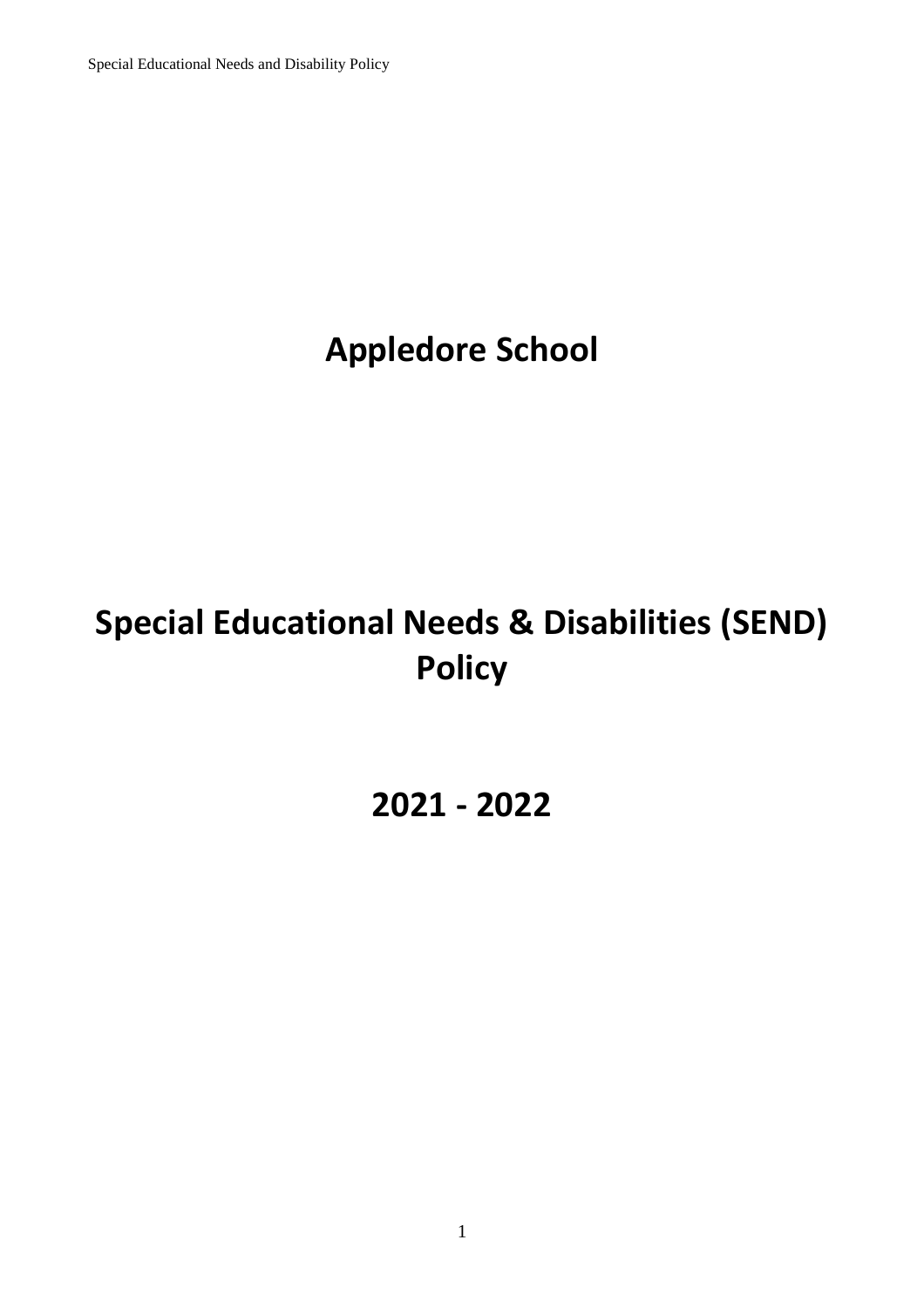# Appledore School

# Special Educational Needs & Disabilities (SEND) Policy

# 2021 - 2022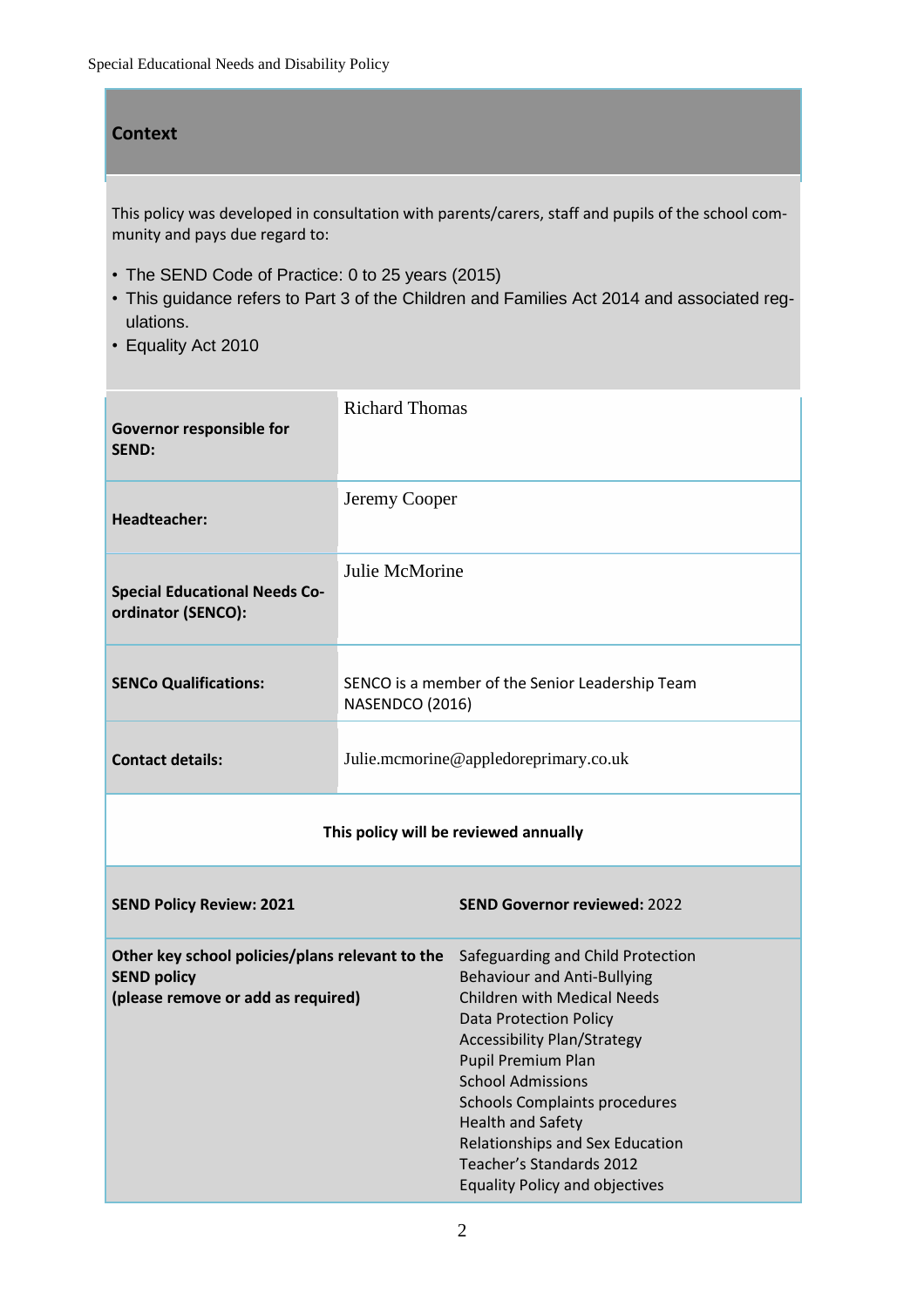## Context

This policy was developed in consultation with parents/carers, staff and pupils of the school community and pays due regard to:

- The SEND Code of Practice: 0 to 25 years (2015)
- This guidance refers to Part 3 of the Children and Families Act 2014 and associated regulations.
- Equality Act 2010

| | |
|---|---|
| **Governor responsible for SEND:** | Richard Thomas |
| **Headteacher:** | Jeremy Cooper |
| **Special Educational Needs Co-ordinator (SENCO):** | Julie McMorine |
| **SENCo Qualifications:** | SENCO is a member of the Senior Leadership Team<br>NASENDCO (2016) |
| **Contact details:** | Julie.mcmorine@appledoreprimary.co.uk |

**This policy will be reviewed annually**

| | |
|---|---|
| **SEND Policy Review: 2021** | **SEND Governor reviewed:** 2022 |
| **Other key school policies/plans relevant to the SEND policy (please remove or add as required)** | Safeguarding and Child Protection<br>Behaviour and Anti-Bullying<br>Children with Medical Needs<br>Data Protection Policy<br>Accessibility Plan/Strategy<br>Pupil Premium Plan<br>School Admissions<br>Schools Complaints procedures<br>Health and Safety<br>Relationships and Sex Education<br>Teacher's Standards 2012<br>Equality Policy and objectives |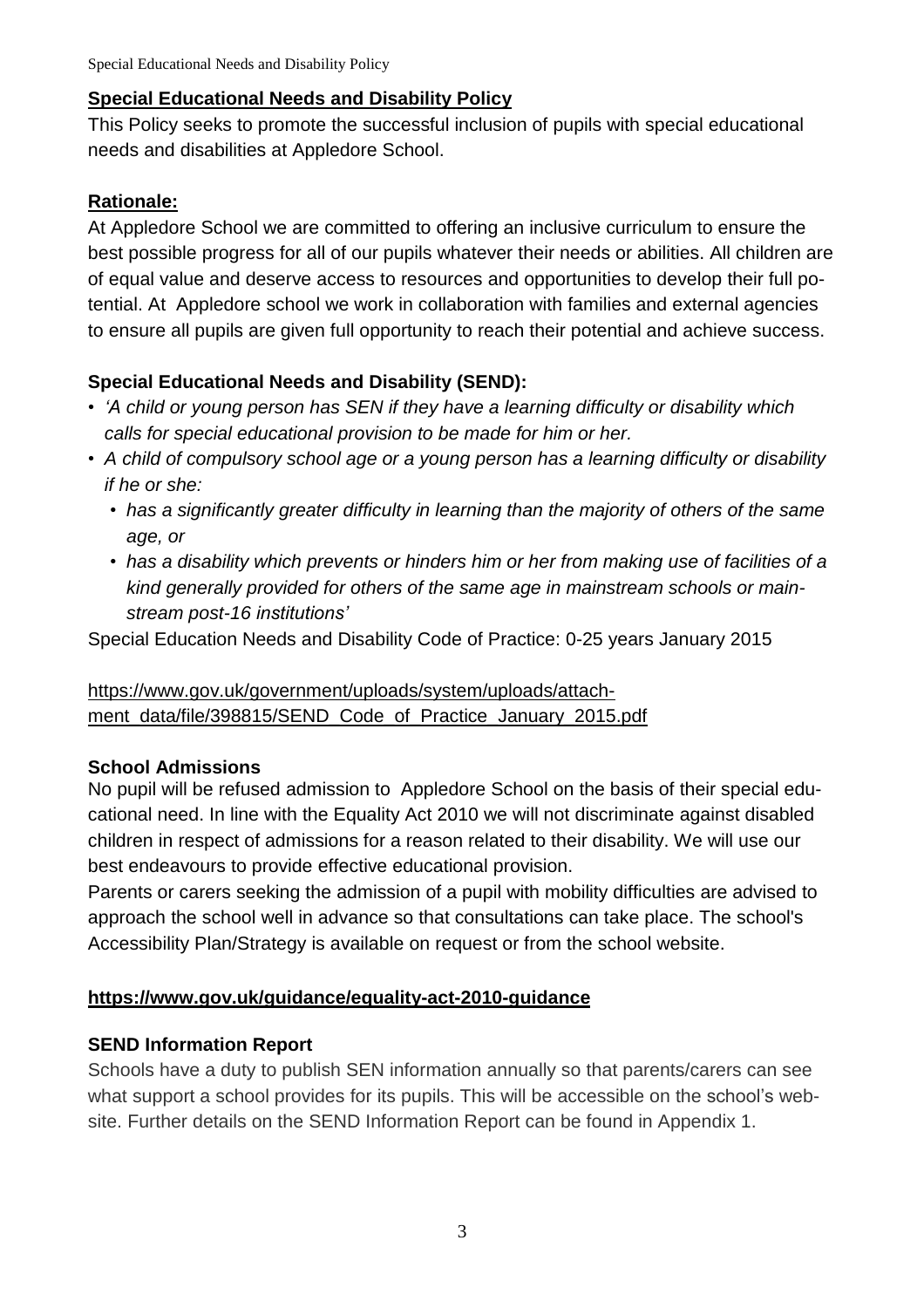## Special Educational Needs and Disability Policy

This Policy seeks to promote the successful inclusion of pupils with special educational needs and disabilities at Appledore School.

## Rationale:

At Appledore School we are committed to offering an inclusive curriculum to ensure the best possible progress for all of our pupils whatever their needs or abilities. All children are of equal value and deserve access to resources and opportunities to develop their full potential. At Appledore school we work in collaboration with families and external agencies to ensure all pupils are given full opportunity to reach their potential and achieve success.

### Special Educational Needs and Disability (SEND):

- *'A child or young person has SEN if they have a learning difficulty or disability which calls for special educational provision to be made for him or her.*
- *A child of compulsory school age or a young person has a learning difficulty or disability if he or she:*
  - *has a significantly greater difficulty in learning than the majority of others of the same age, or*
  - *has a disability which prevents or hinders him or her from making use of facilities of a kind generally provided for others of the same age in mainstream schools or mainstream post-16 institutions'*

Special Education Needs and Disability Code of Practice: 0-25 years January 2015

https://www.gov.uk/government/uploads/system/uploads/attachment_data/file/398815/SEND_Code_of_Practice_January_2015.pdf

### School Admissions

No pupil will be refused admission to Appledore School on the basis of their special educational need. In line with the Equality Act 2010 we will not discriminate against disabled children in respect of admissions for a reason related to their disability. We will use our best endeavours to provide effective educational provision.

Parents or carers seeking the admission of a pupil with mobility difficulties are advised to approach the school well in advance so that consultations can take place. The school's Accessibility Plan/Strategy is available on request or from the school website.

**https://www.gov.uk/guidance/equality-act-2010-guidance**

### SEND Information Report

Schools have a duty to publish SEN information annually so that parents/carers can see what support a school provides for its pupils. This will be accessible on the school's website. Further details on the SEND Information Report can be found in Appendix 1.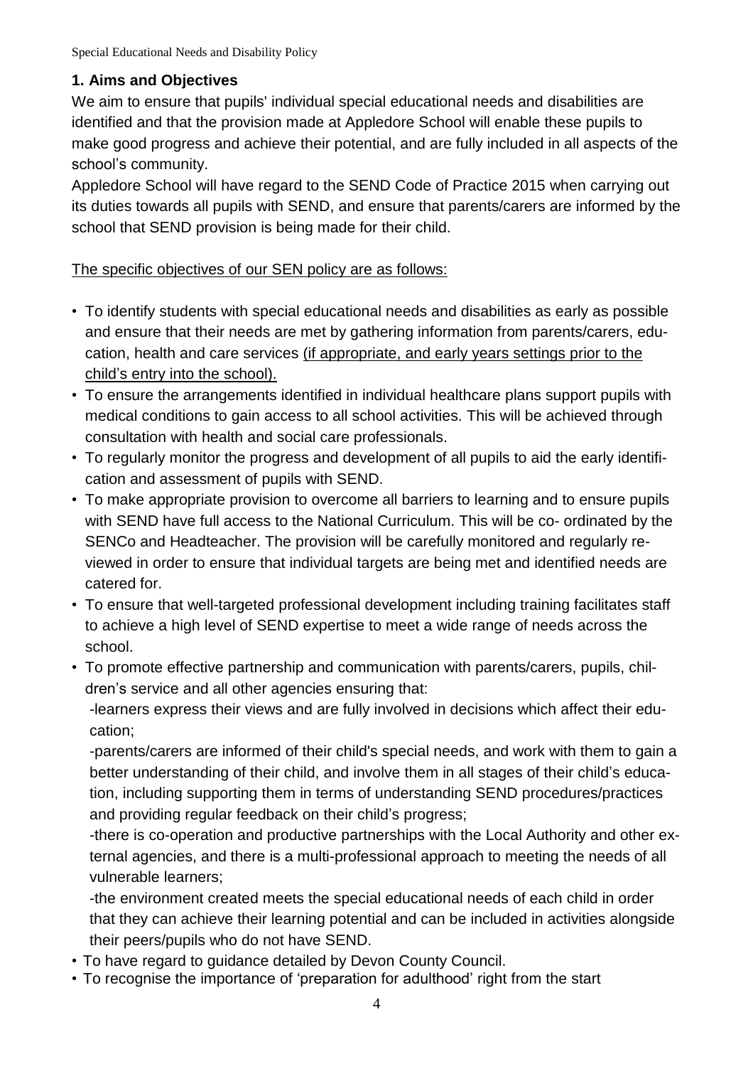## 1. Aims and Objectives

We aim to ensure that pupils' individual special educational needs and disabilities are identified and that the provision made at Appledore School will enable these pupils to make good progress and achieve their potential, and are fully included in all aspects of the school's community.

Appledore School will have regard to the SEND Code of Practice 2015 when carrying out its duties towards all pupils with SEND, and ensure that parents/carers are informed by the school that SEND provision is being made for their child.

<u>The specific objectives of our SEN policy are as follows:</u>

- To identify students with special educational needs and disabilities as early as possible and ensure that their needs are met by gathering information from parents/carers, education, health and care services <u>(if appropriate, and early years settings prior to the child's entry into the school).</u>
- To ensure the arrangements identified in individual healthcare plans support pupils with medical conditions to gain access to all school activities. This will be achieved through consultation with health and social care professionals.
- To regularly monitor the progress and development of all pupils to aid the early identification and assessment of pupils with SEND.
- To make appropriate provision to overcome all barriers to learning and to ensure pupils with SEND have full access to the National Curriculum. This will be co- ordinated by the SENCo and Headteacher. The provision will be carefully monitored and regularly reviewed in order to ensure that individual targets are being met and identified needs are catered for.
- To ensure that well-targeted professional development including training facilitates staff to achieve a high level of SEND expertise to meet a wide range of needs across the school.
- To promote effective partnership and communication with parents/carers, pupils, children's service and all other agencies ensuring that:
  -learners express their views and are fully involved in decisions which affect their education;
  -parents/carers are informed of their child's special needs, and work with them to gain a better understanding of their child, and involve them in all stages of their child's education, including supporting them in terms of understanding SEND procedures/practices and providing regular feedback on their child's progress;
  -there is co-operation and productive partnerships with the Local Authority and other external agencies, and there is a multi-professional approach to meeting the needs of all vulnerable learners;
  -the environment created meets the special educational needs of each child in order that they can achieve their learning potential and can be included in activities alongside their peers/pupils who do not have SEND.
- To have regard to guidance detailed by Devon County Council.
- To recognise the importance of 'preparation for adulthood' right from the start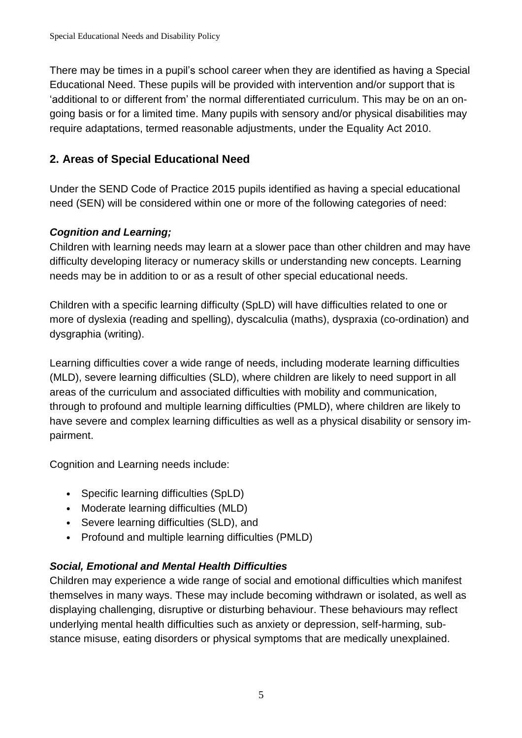There may be times in a pupil's school career when they are identified as having a Special Educational Need. These pupils will be provided with intervention and/or support that is 'additional to or different from' the normal differentiated curriculum. This may be on an on-going basis or for a limited time. Many pupils with sensory and/or physical disabilities may require adaptations, termed reasonable adjustments, under the Equality Act 2010.

## 2. Areas of Special Educational Need

Under the SEND Code of Practice 2015 pupils identified as having a special educational need (SEN) will be considered within one or more of the following categories of need:

### *Cognition and Learning;*

Children with learning needs may learn at a slower pace than other children and may have difficulty developing literacy or numeracy skills or understanding new concepts. Learning needs may be in addition to or as a result of other special educational needs.

Children with a specific learning difficulty (SpLD) will have difficulties related to one or more of dyslexia (reading and spelling), dyscalculia (maths), dyspraxia (co-ordination) and dysgraphia (writing).

Learning difficulties cover a wide range of needs, including moderate learning difficulties (MLD), severe learning difficulties (SLD), where children are likely to need support in all areas of the curriculum and associated difficulties with mobility and communication, through to profound and multiple learning difficulties (PMLD), where children are likely to have severe and complex learning difficulties as well as a physical disability or sensory impairment.

Cognition and Learning needs include:

- Specific learning difficulties (SpLD)
- Moderate learning difficulties (MLD)
- Severe learning difficulties (SLD), and
- Profound and multiple learning difficulties (PMLD)

### *Social, Emotional and Mental Health Difficulties*

Children may experience a wide range of social and emotional difficulties which manifest themselves in many ways. These may include becoming withdrawn or isolated, as well as displaying challenging, disruptive or disturbing behaviour. These behaviours may reflect underlying mental health difficulties such as anxiety or depression, self-harming, substance misuse, eating disorders or physical symptoms that are medically unexplained.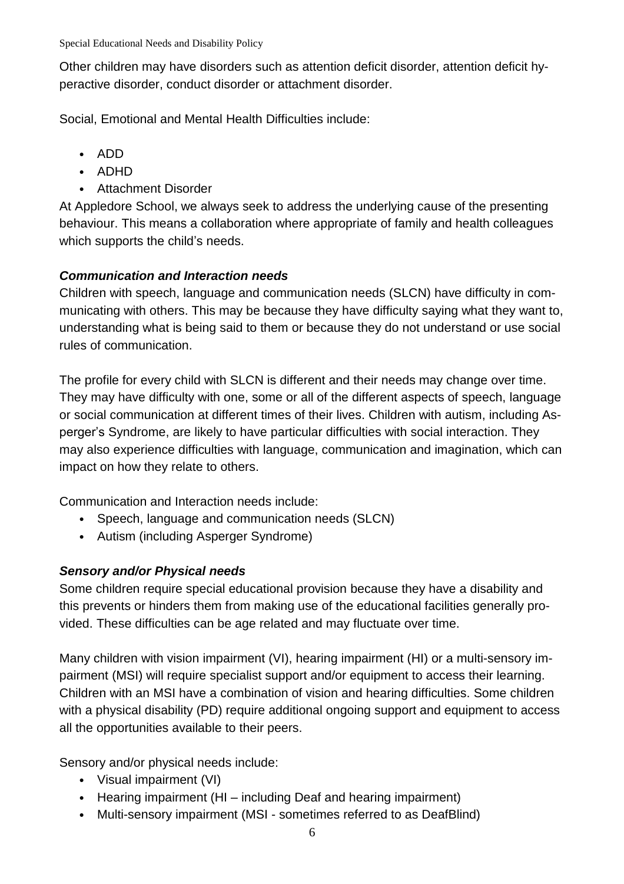Other children may have disorders such as attention deficit disorder, attention deficit hyperactive disorder, conduct disorder or attachment disorder.

Social, Emotional and Mental Health Difficulties include:

- ADD
- ADHD
- Attachment Disorder

At Appledore School, we always seek to address the underlying cause of the presenting behaviour. This means a collaboration where appropriate of family and health colleagues which supports the child's needs.

### *Communication and Interaction needs*

Children with speech, language and communication needs (SLCN) have difficulty in communicating with others. This may be because they have difficulty saying what they want to, understanding what is being said to them or because they do not understand or use social rules of communication.

The profile for every child with SLCN is different and their needs may change over time. They may have difficulty with one, some or all of the different aspects of speech, language or social communication at different times of their lives. Children with autism, including Asperger's Syndrome, are likely to have particular difficulties with social interaction. They may also experience difficulties with language, communication and imagination, which can impact on how they relate to others.

Communication and Interaction needs include:

- Speech, language and communication needs (SLCN)
- Autism (including Asperger Syndrome)

### *Sensory and/or Physical needs*

Some children require special educational provision because they have a disability and this prevents or hinders them from making use of the educational facilities generally provided. These difficulties can be age related and may fluctuate over time.

Many children with vision impairment (VI), hearing impairment (HI) or a multi-sensory impairment (MSI) will require specialist support and/or equipment to access their learning. Children with an MSI have a combination of vision and hearing difficulties. Some children with a physical disability (PD) require additional ongoing support and equipment to access all the opportunities available to their peers.

Sensory and/or physical needs include:

- Visual impairment (VI)
- Hearing impairment (HI – including Deaf and hearing impairment)
- Multi-sensory impairment (MSI - sometimes referred to as DeafBlind)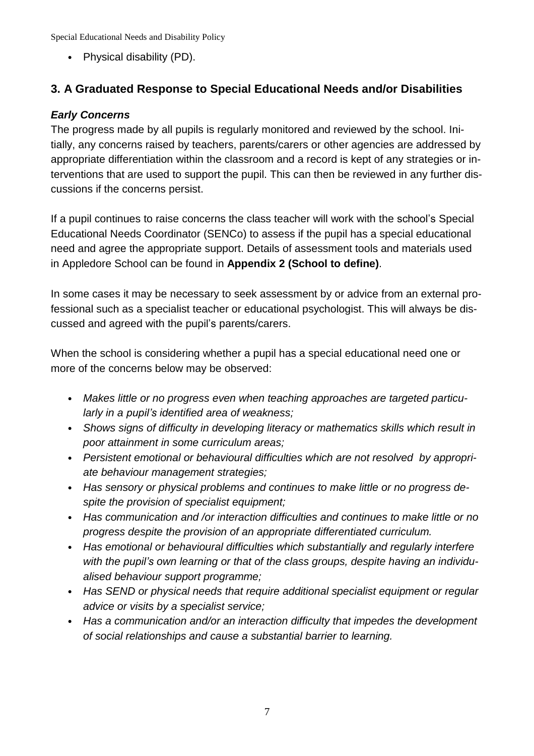- Physical disability (PD).

## 3. A Graduated Response to Special Educational Needs and/or Disabilities

### *Early Concerns*

The progress made by all pupils is regularly monitored and reviewed by the school. Initially, any concerns raised by teachers, parents/carers or other agencies are addressed by appropriate differentiation within the classroom and a record is kept of any strategies or interventions that are used to support the pupil. This can then be reviewed in any further discussions if the concerns persist.

If a pupil continues to raise concerns the class teacher will work with the school's Special Educational Needs Coordinator (SENCo) to assess if the pupil has a special educational need and agree the appropriate support. Details of assessment tools and materials used in Appledore School can be found in **Appendix 2 (School to define)**.

In some cases it may be necessary to seek assessment by or advice from an external professional such as a specialist teacher or educational psychologist. This will always be discussed and agreed with the pupil's parents/carers.

When the school is considering whether a pupil has a special educational need one or more of the concerns below may be observed:

- *Makes little or no progress even when teaching approaches are targeted particularly in a pupil's identified area of weakness;*
- *Shows signs of difficulty in developing literacy or mathematics skills which result in poor attainment in some curriculum areas;*
- *Persistent emotional or behavioural difficulties which are not resolved by appropriate behaviour management strategies;*
- *Has sensory or physical problems and continues to make little or no progress despite the provision of specialist equipment;*
- *Has communication and /or interaction difficulties and continues to make little or no progress despite the provision of an appropriate differentiated curriculum.*
- *Has emotional or behavioural difficulties which substantially and regularly interfere with the pupil's own learning or that of the class groups, despite having an individualised behaviour support programme;*
- *Has SEND or physical needs that require additional specialist equipment or regular advice or visits by a specialist service;*
- *Has a communication and/or an interaction difficulty that impedes the development of social relationships and cause a substantial barrier to learning.*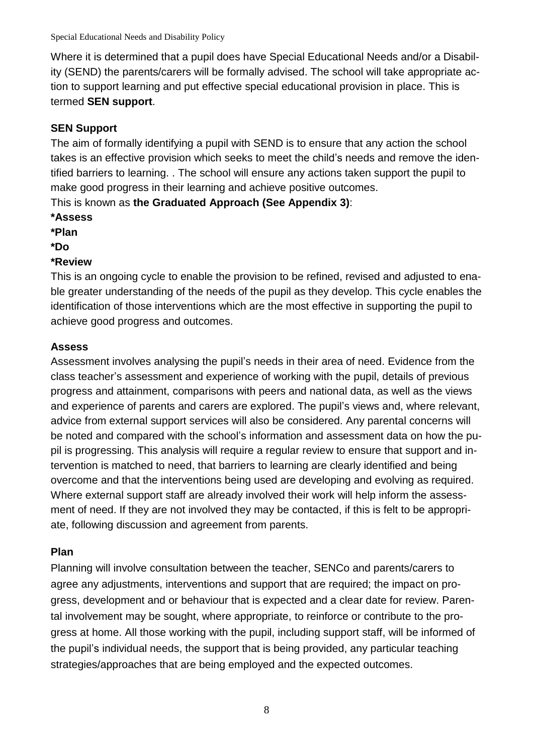Where it is determined that a pupil does have Special Educational Needs and/or a Disability (SEND) the parents/carers will be formally advised. The school will take appropriate action to support learning and put effective special educational provision in place. This is termed **SEN support**.

**SEN Support**

The aim of formally identifying a pupil with SEND is to ensure that any action the school takes is an effective provision which seeks to meet the child's needs and remove the identified barriers to learning. . The school will ensure any actions taken support the pupil to make good progress in their learning and achieve positive outcomes.

This is known as **the Graduated Approach (See Appendix 3)**:

**\*Assess**

**\*Plan**

**\*Do**

**\*Review**

This is an ongoing cycle to enable the provision to be refined, revised and adjusted to enable greater understanding of the needs of the pupil as they develop. This cycle enables the identification of those interventions which are the most effective in supporting the pupil to achieve good progress and outcomes.

**Assess**

Assessment involves analysing the pupil's needs in their area of need. Evidence from the class teacher's assessment and experience of working with the pupil, details of previous progress and attainment, comparisons with peers and national data, as well as the views and experience of parents and carers are explored. The pupil's views and, where relevant, advice from external support services will also be considered. Any parental concerns will be noted and compared with the school's information and assessment data on how the pupil is progressing. This analysis will require a regular review to ensure that support and intervention is matched to need, that barriers to learning are clearly identified and being overcome and that the interventions being used are developing and evolving as required. Where external support staff are already involved their work will help inform the assessment of need. If they are not involved they may be contacted, if this is felt to be appropriate, following discussion and agreement from parents.

**Plan**

Planning will involve consultation between the teacher, SENCo and parents/carers to agree any adjustments, interventions and support that are required; the impact on progress, development and or behaviour that is expected and a clear date for review. Parental involvement may be sought, where appropriate, to reinforce or contribute to the progress at home. All those working with the pupil, including support staff, will be informed of the pupil's individual needs, the support that is being provided, any particular teaching strategies/approaches that are being employed and the expected outcomes.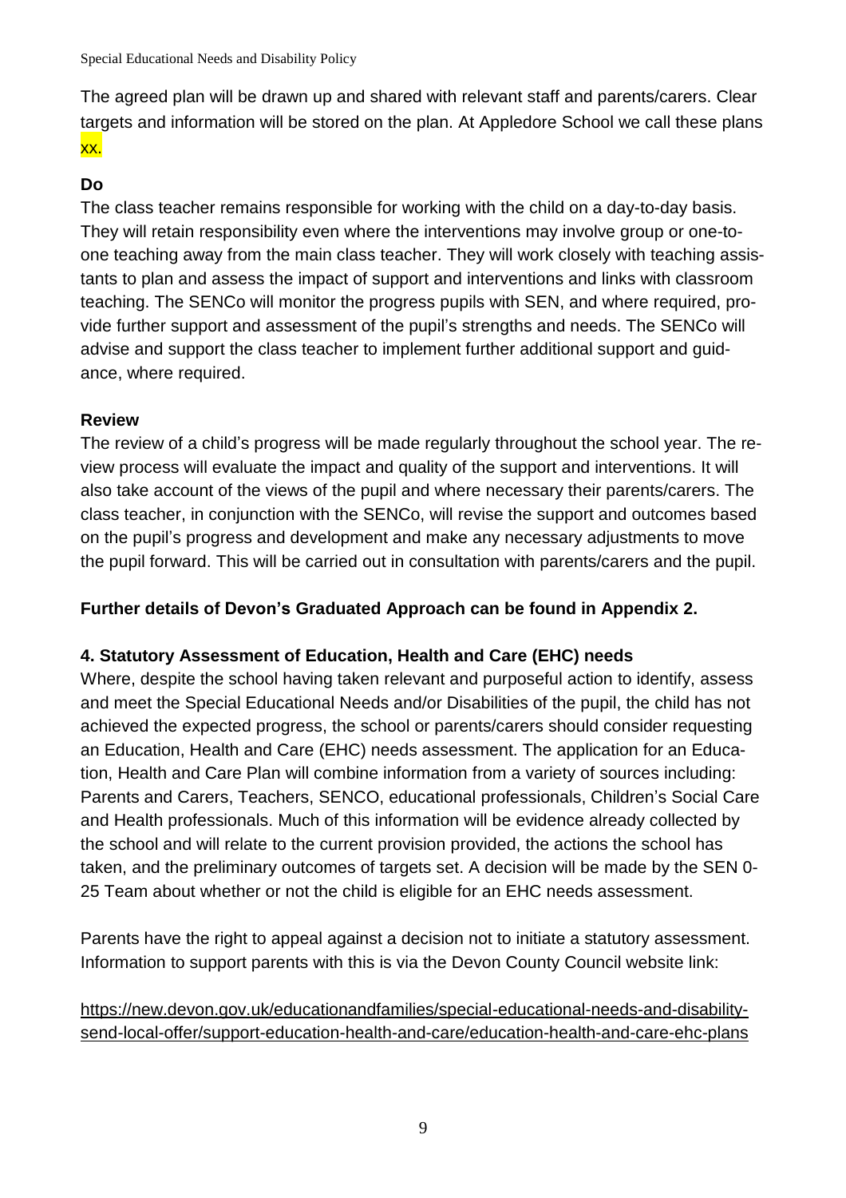The agreed plan will be drawn up and shared with relevant staff and parents/carers. Clear targets and information will be stored on the plan. At Appledore School we call these plans xx.

**Do**

The class teacher remains responsible for working with the child on a day-to-day basis. They will retain responsibility even where the interventions may involve group or one-to-one teaching away from the main class teacher. They will work closely with teaching assistants to plan and assess the impact of support and interventions and links with classroom teaching. The SENCo will monitor the progress pupils with SEN, and where required, provide further support and assessment of the pupil's strengths and needs. The SENCo will advise and support the class teacher to implement further additional support and guidance, where required.

**Review**

The review of a child's progress will be made regularly throughout the school year. The review process will evaluate the impact and quality of the support and interventions. It will also take account of the views of the pupil and where necessary their parents/carers. The class teacher, in conjunction with the SENCo, will revise the support and outcomes based on the pupil's progress and development and make any necessary adjustments to move the pupil forward. This will be carried out in consultation with parents/carers and the pupil.

**Further details of Devon's Graduated Approach can be found in Appendix 2.**

## 4. Statutory Assessment of Education, Health and Care (EHC) needs

Where, despite the school having taken relevant and purposeful action to identify, assess and meet the Special Educational Needs and/or Disabilities of the pupil, the child has not achieved the expected progress, the school or parents/carers should consider requesting an Education, Health and Care (EHC) needs assessment. The application for an Education, Health and Care Plan will combine information from a variety of sources including: Parents and Carers, Teachers, SENCO, educational professionals, Children's Social Care and Health professionals. Much of this information will be evidence already collected by the school and will relate to the current provision provided, the actions the school has taken, and the preliminary outcomes of targets set. A decision will be made by the SEN 0-25 Team about whether or not the child is eligible for an EHC needs assessment.

Parents have the right to appeal against a decision not to initiate a statutory assessment. Information to support parents with this is via the Devon County Council website link:

https://new.devon.gov.uk/educationandfamilies/special-educational-needs-and-disability-send-local-offer/support-education-health-and-care/education-health-and-care-ehc-plans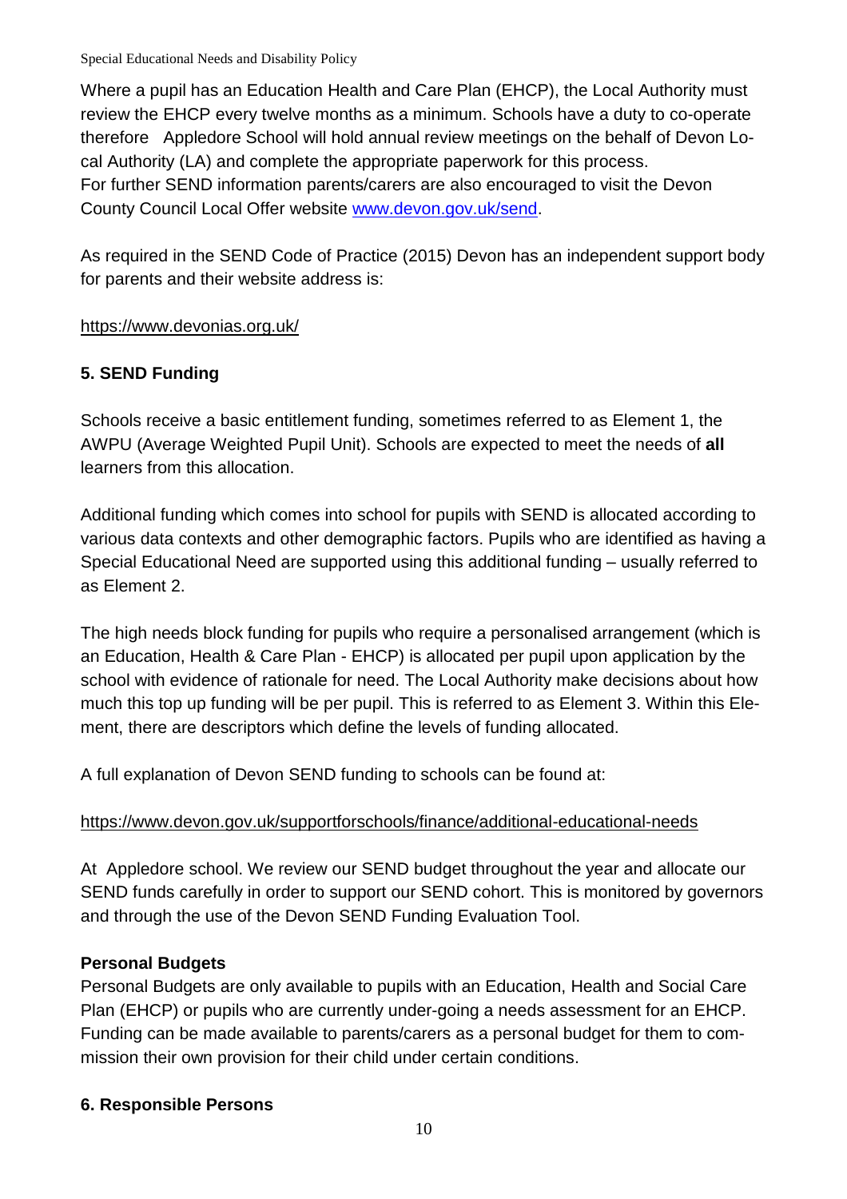Where a pupil has an Education Health and Care Plan (EHCP), the Local Authority must review the EHCP every twelve months as a minimum. Schools have a duty to co-operate therefore Appledore School will hold annual review meetings on the behalf of Devon Local Authority (LA) and complete the appropriate paperwork for this process.
For further SEND information parents/carers are also encouraged to visit the Devon County Council Local Offer website [www.devon.gov.uk/send](www.devon.gov.uk/send).

As required in the SEND Code of Practice (2015) Devon has an independent support body for parents and their website address is:

https://www.devonias.org.uk/

## 5. SEND Funding

Schools receive a basic entitlement funding, sometimes referred to as Element 1, the AWPU (Average Weighted Pupil Unit). Schools are expected to meet the needs of **all** learners from this allocation.

Additional funding which comes into school for pupils with SEND is allocated according to various data contexts and other demographic factors. Pupils who are identified as having a Special Educational Need are supported using this additional funding – usually referred to as Element 2.

The high needs block funding for pupils who require a personalised arrangement (which is an Education, Health & Care Plan - EHCP) is allocated per pupil upon application by the school with evidence of rationale for need. The Local Authority make decisions about how much this top up funding will be per pupil. This is referred to as Element 3. Within this Element, there are descriptors which define the levels of funding allocated.

A full explanation of Devon SEND funding to schools can be found at:

https://www.devon.gov.uk/supportforschools/finance/additional-educational-needs

At Appledore school. We review our SEND budget throughout the year and allocate our SEND funds carefully in order to support our SEND cohort. This is monitored by governors and through the use of the Devon SEND Funding Evaluation Tool.

### Personal Budgets

Personal Budgets are only available to pupils with an Education, Health and Social Care Plan (EHCP) or pupils who are currently under-going a needs assessment for an EHCP. Funding can be made available to parents/carers as a personal budget for them to commission their own provision for their child under certain conditions.

## 6. Responsible Persons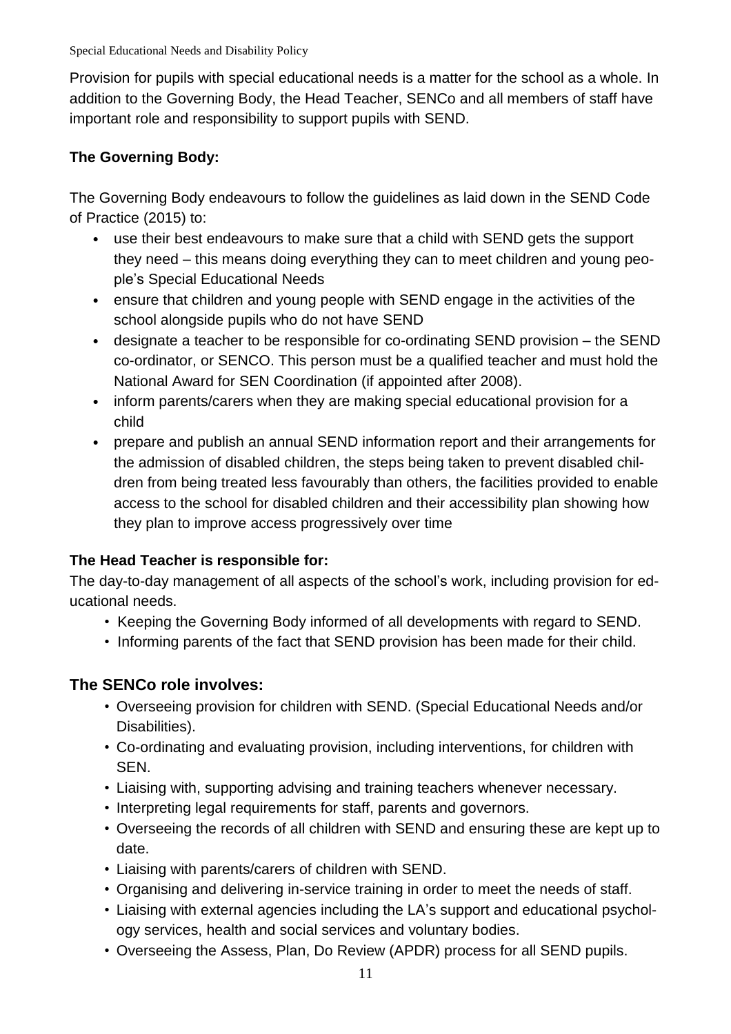Provision for pupils with special educational needs is a matter for the school as a whole. In addition to the Governing Body, the Head Teacher, SENCo and all members of staff have important role and responsibility to support pupils with SEND.

**The Governing Body:**

The Governing Body endeavours to follow the guidelines as laid down in the SEND Code of Practice (2015) to:

- use their best endeavours to make sure that a child with SEND gets the support they need – this means doing everything they can to meet children and young people's Special Educational Needs
- ensure that children and young people with SEND engage in the activities of the school alongside pupils who do not have SEND
- designate a teacher to be responsible for co-ordinating SEND provision – the SEND co-ordinator, or SENCO. This person must be a qualified teacher and must hold the National Award for SEN Coordination (if appointed after 2008).
- inform parents/carers when they are making special educational provision for a child
- prepare and publish an annual SEND information report and their arrangements for the admission of disabled children, the steps being taken to prevent disabled children from being treated less favourably than others, the facilities provided to enable access to the school for disabled children and their accessibility plan showing how they plan to improve access progressively over time

**The Head Teacher is responsible for:**

The day-to-day management of all aspects of the school's work, including provision for educational needs.

- Keeping the Governing Body informed of all developments with regard to SEND.
- Informing parents of the fact that SEND provision has been made for their child.

## The SENCo role involves:

- Overseeing provision for children with SEND. (Special Educational Needs and/or Disabilities).
- Co-ordinating and evaluating provision, including interventions, for children with SEN.
- Liaising with, supporting advising and training teachers whenever necessary.
- Interpreting legal requirements for staff, parents and governors.
- Overseeing the records of all children with SEND and ensuring these are kept up to date.
- Liaising with parents/carers of children with SEND.
- Organising and delivering in-service training in order to meet the needs of staff.
- Liaising with external agencies including the LA's support and educational psychology services, health and social services and voluntary bodies.
- Overseeing the Assess, Plan, Do Review (APDR) process for all SEND pupils.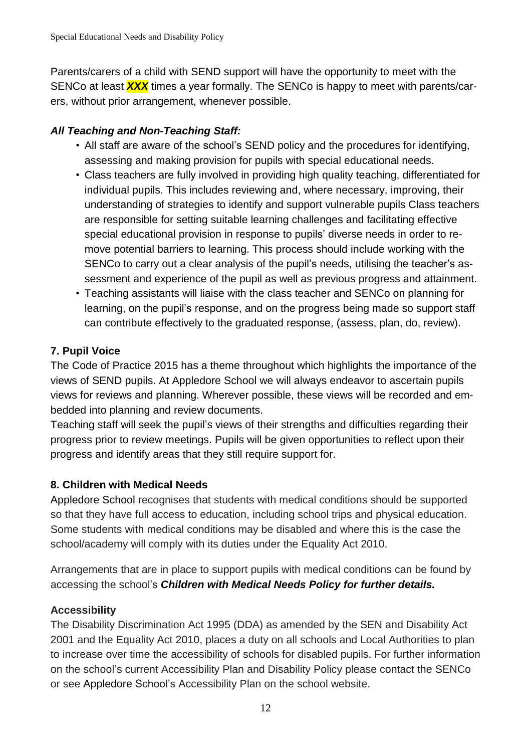Parents/carers of a child with SEND support will have the opportunity to meet with the SENCo at least ***XXX*** times a year formally. The SENCo is happy to meet with parents/carers, without prior arrangement, whenever possible.

***All Teaching and Non-Teaching Staff:***

- All staff are aware of the school's SEND policy and the procedures for identifying, assessing and making provision for pupils with special educational needs.
- Class teachers are fully involved in providing high quality teaching, differentiated for individual pupils. This includes reviewing and, where necessary, improving, their understanding of strategies to identify and support vulnerable pupils Class teachers are responsible for setting suitable learning challenges and facilitating effective special educational provision in response to pupils' diverse needs in order to remove potential barriers to learning. This process should include working with the SENCo to carry out a clear analysis of the pupil's needs, utilising the teacher's assessment and experience of the pupil as well as previous progress and attainment.
- Teaching assistants will liaise with the class teacher and SENCo on planning for learning, on the pupil's response, and on the progress being made so support staff can contribute effectively to the graduated response, (assess, plan, do, review).

## 7. Pupil Voice

The Code of Practice 2015 has a theme throughout which highlights the importance of the views of SEND pupils. At Appledore School we will always endeavor to ascertain pupils views for reviews and planning. Wherever possible, these views will be recorded and embedded into planning and review documents.

Teaching staff will seek the pupil's views of their strengths and difficulties regarding their progress prior to review meetings. Pupils will be given opportunities to reflect upon their progress and identify areas that they still require support for.

## 8. Children with Medical Needs

Appledore School recognises that students with medical conditions should be supported so that they have full access to education, including school trips and physical education. Some students with medical conditions may be disabled and where this is the case the school/academy will comply with its duties under the Equality Act 2010.

Arrangements that are in place to support pupils with medical conditions can be found by accessing the school's ***Children with Medical Needs Policy for further details.***

### Accessibility

The Disability Discrimination Act 1995 (DDA) as amended by the SEN and Disability Act 2001 and the Equality Act 2010, places a duty on all schools and Local Authorities to plan to increase over time the accessibility of schools for disabled pupils. For further information on the school's current Accessibility Plan and Disability Policy please contact the SENCo or see Appledore School's Accessibility Plan on the school website.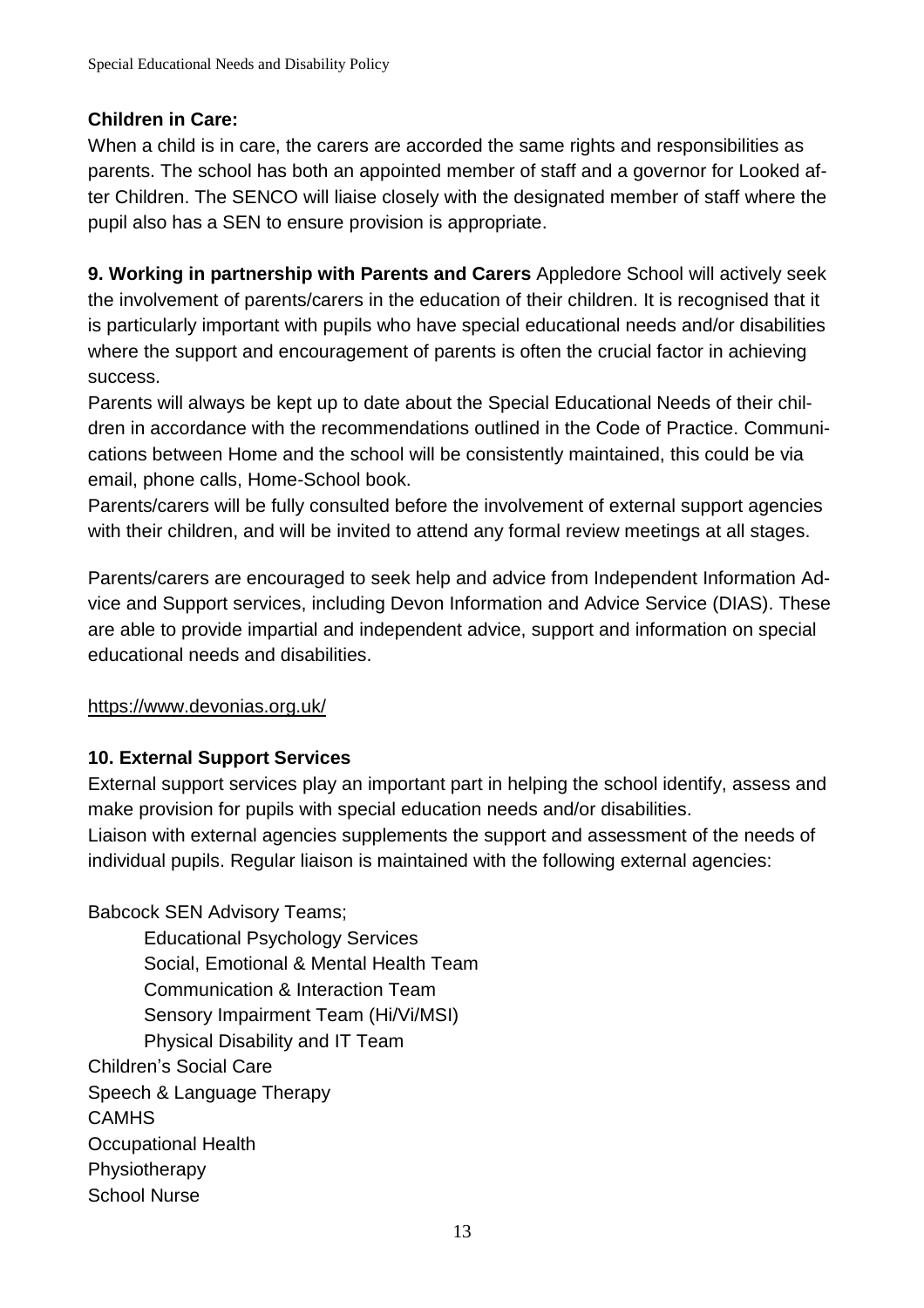**Children in Care:**

When a child is in care, the carers are accorded the same rights and responsibilities as parents. The school has both an appointed member of staff and a governor for Looked after Children. The SENCO will liaise closely with the designated member of staff where the pupil also has a SEN to ensure provision is appropriate.

**9. Working in partnership with Parents and Carers** Appledore School will actively seek the involvement of parents/carers in the education of their children. It is recognised that it is particularly important with pupils who have special educational needs and/or disabilities where the support and encouragement of parents is often the crucial factor in achieving success.

Parents will always be kept up to date about the Special Educational Needs of their children in accordance with the recommendations outlined in the Code of Practice. Communications between Home and the school will be consistently maintained, this could be via email, phone calls, Home-School book.

Parents/carers will be fully consulted before the involvement of external support agencies with their children, and will be invited to attend any formal review meetings at all stages.

Parents/carers are encouraged to seek help and advice from Independent Information Advice and Support services, including Devon Information and Advice Service (DIAS). These are able to provide impartial and independent advice, support and information on special educational needs and disabilities.

https://www.devonias.org.uk/

**10. External Support Services**

External support services play an important part in helping the school identify, assess and make provision for pupils with special education needs and/or disabilities.

Liaison with external agencies supplements the support and assessment of the needs of individual pupils. Regular liaison is maintained with the following external agencies:

Babcock SEN Advisory Teams;

- Educational Psychology Services
- Social, Emotional & Mental Health Team
- Communication & Interaction Team
- Sensory Impairment Team (Hi/Vi/MSI)
- Physical Disability and IT Team

Children's Social Care

Speech & Language Therapy

CAMHS

Occupational Health

Physiotherapy

School Nurse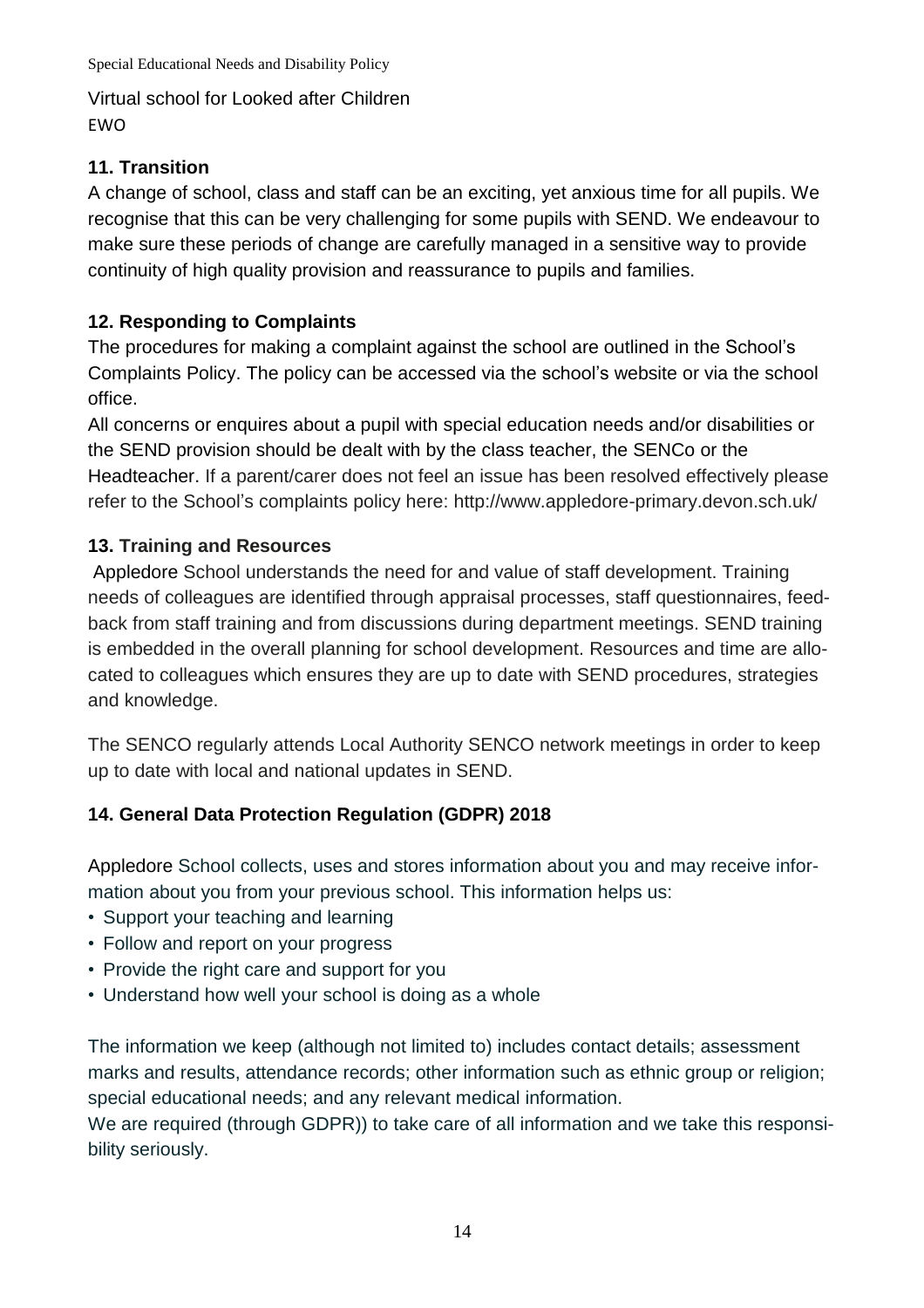Virtual school for Looked after Children
EWO

### 11. Transition

A change of school, class and staff can be an exciting, yet anxious time for all pupils. We recognise that this can be very challenging for some pupils with SEND. We endeavour to make sure these periods of change are carefully managed in a sensitive way to provide continuity of high quality provision and reassurance to pupils and families.

### 12. Responding to Complaints

The procedures for making a complaint against the school are outlined in the School's Complaints Policy. The policy can be accessed via the school's website or via the school office.

All concerns or enquires about a pupil with special education needs and/or disabilities or the SEND provision should be dealt with by the class teacher, the SENCo or the Headteacher. If a parent/carer does not feel an issue has been resolved effectively please refer to the School's complaints policy here: http://www.appledore-primary.devon.sch.uk/

### 13. Training and Resources

Appledore School understands the need for and value of staff development. Training needs of colleagues are identified through appraisal processes, staff questionnaires, feed-back from staff training and from discussions during department meetings. SEND training is embedded in the overall planning for school development. Resources and time are allo-cated to colleagues which ensures they are up to date with SEND procedures, strategies and knowledge.

The SENCO regularly attends Local Authority SENCO network meetings in order to keep up to date with local and national updates in SEND.

### 14. General Data Protection Regulation (GDPR) 2018

Appledore School collects, uses and stores information about you and may receive infor-mation about you from your previous school. This information helps us:

- Support your teaching and learning
- Follow and report on your progress
- Provide the right care and support for you
- Understand how well your school is doing as a whole

The information we keep (although not limited to) includes contact details; assessment marks and results, attendance records; other information such as ethnic group or religion; special educational needs; and any relevant medical information.

We are required (through GDPR)) to take care of all information and we take this responsi-bility seriously.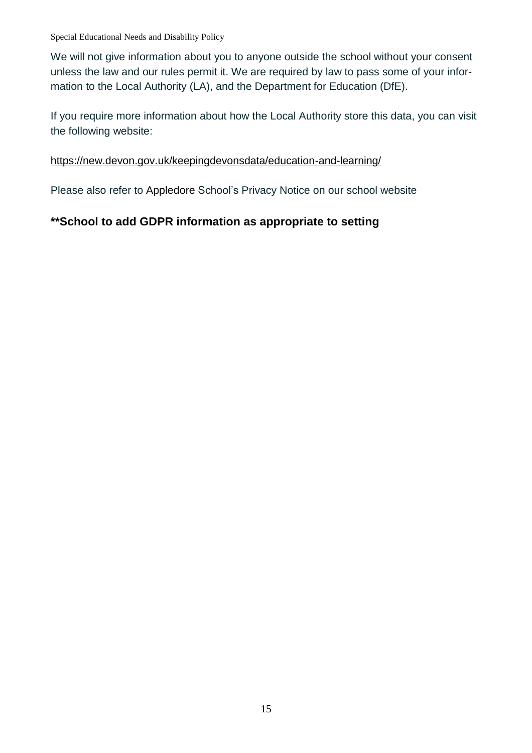We will not give information about you to anyone outside the school without your consent unless the law and our rules permit it. We are required by law to pass some of your information to the Local Authority (LA), and the Department for Education (DfE).

If you require more information about how the Local Authority store this data, you can visit the following website:

https://new.devon.gov.uk/keepingdevonsdata/education-and-learning/

Please also refer to Appledore School's Privacy Notice on our school website

**\*\*School to add GDPR information as appropriate to setting**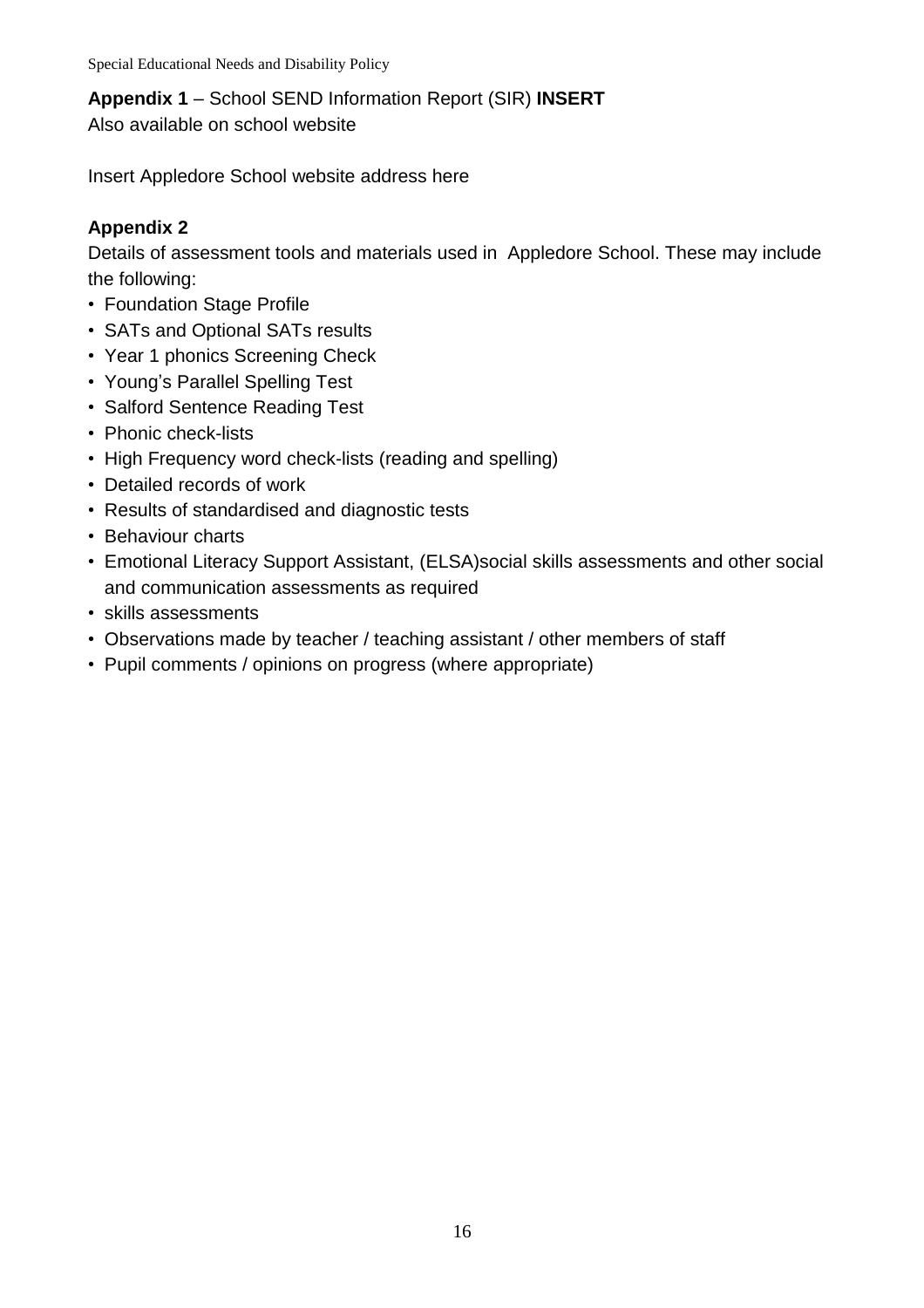**Appendix 1** – School SEND Information Report (SIR) **INSERT**
Also available on school website

Insert Appledore School website address here

**Appendix 2**

Details of assessment tools and materials used in  Appledore School. These may include the following:

- Foundation Stage Profile
- SATs and Optional SATs results
- Year 1 phonics Screening Check
- Young's Parallel Spelling Test
- Salford Sentence Reading Test
- Phonic check-lists
- High Frequency word check-lists (reading and spelling)
- Detailed records of work
- Results of standardised and diagnostic tests
- Behaviour charts
- Emotional Literacy Support Assistant, (ELSA)social skills assessments and other social and communication assessments as required
- skills assessments
- Observations made by teacher / teaching assistant / other members of staff
- Pupil comments / opinions on progress (where appropriate)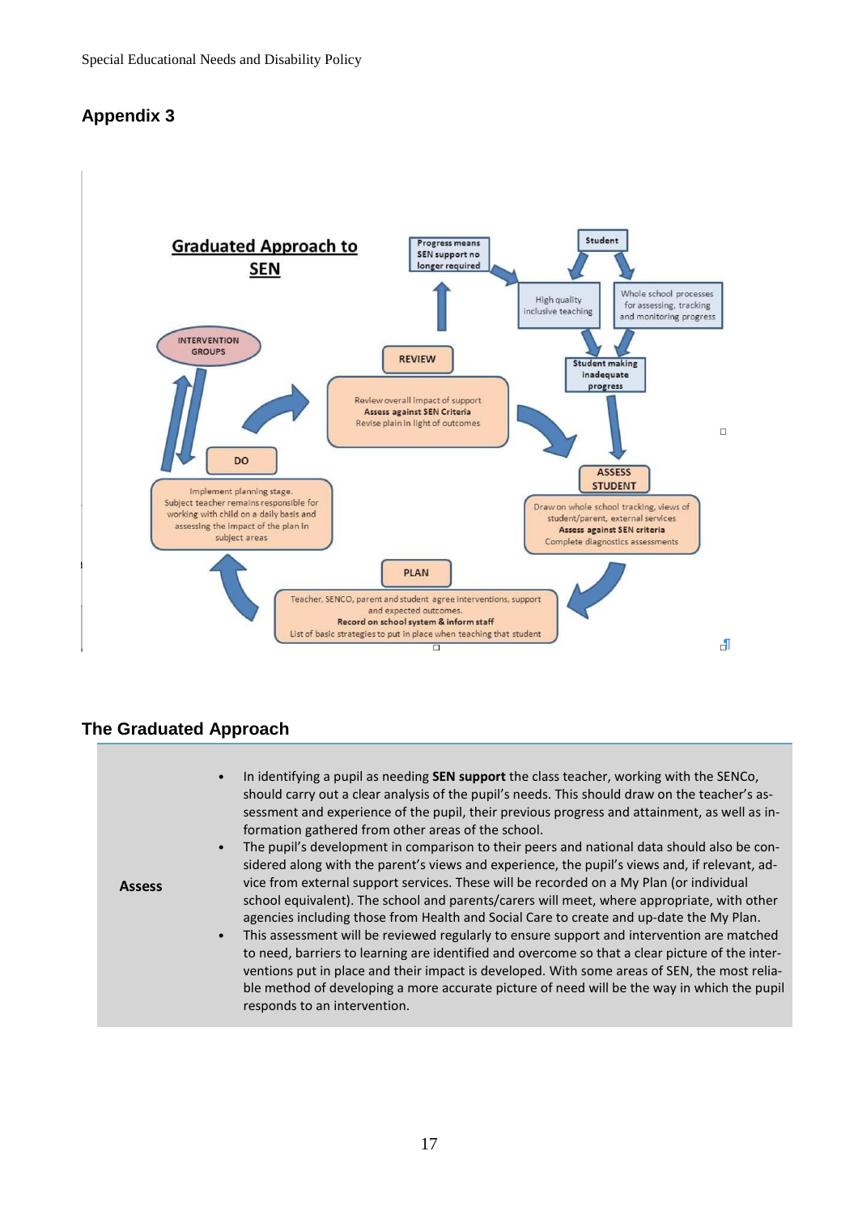# Appendix 3

Graduated Approach to SEN

Progress means SEN support no longer required

Student

High quality inclusive teaching

Whole school processes for assessing, tracking and monitoring progress

Student making inadequate progress

INTERVENTION GROUPS

REVIEW

Review overall impact of support
**Assess against SEN Criteria**
Revise plain in light of outcomes

ASSESS STUDENT

Draw on whole school tracking, views of student/parent, external services
**Assess against SEN criteria**
Complete diagnostics assessments

DO

Implement planning stage.
Subject teacher remains responsible for working with child on a daily basis and assessing the impact of the plan in subject areas

PLAN

Teacher, SENCO, parent and student agree interventions, support and expected outcomes.
**Record on school system & inform staff**
List of basic strategies to put in place when teaching that student

## The Graduated Approach

| | |
|---|---|
| **Assess** | • In identifying a pupil as needing **SEN support** the class teacher, working with the SENCo, should carry out a clear analysis of the pupil's needs. This should draw on the teacher's assessment and experience of the pupil, their previous progress and attainment, as well as information gathered from other areas of the school.<br>• The pupil's development in comparison to their peers and national data should also be considered along with the parent's views and experience, the pupil's views and, if relevant, advice from external support services. These will be recorded on a My Plan (or individual school equivalent). The school and parents/carers will meet, where appropriate, with other agencies including those from Health and Social Care to create and up-date the My Plan.<br>• This assessment will be reviewed regularly to ensure support and intervention are matched to need, barriers to learning are identified and overcome so that a clear picture of the interventions put in place and their impact is developed. With some areas of SEN, the most reliable method of developing a more accurate picture of need will be the way in which the pupil responds to an intervention. |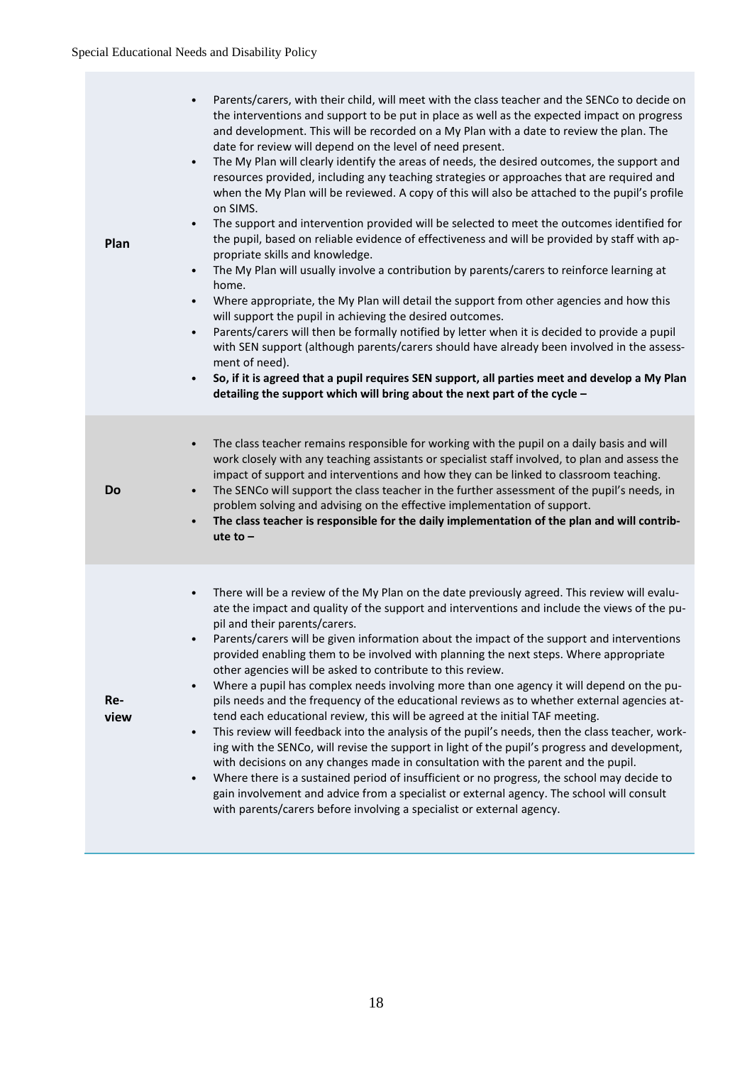| | |
|---|---|
| **Plan** | • Parents/carers, with their child, will meet with the class teacher and the SENCo to decide on the interventions and support to be put in place as well as the expected impact on progress and development. This will be recorded on a My Plan with a date to review the plan. The date for review will depend on the level of need present.<br>• The My Plan will clearly identify the areas of needs, the desired outcomes, the support and resources provided, including any teaching strategies or approaches that are required and when the My Plan will be reviewed. A copy of this will also be attached to the pupil's profile on SIMS.<br>• The support and intervention provided will be selected to meet the outcomes identified for the pupil, based on reliable evidence of effectiveness and will be provided by staff with appropriate skills and knowledge.<br>• The My Plan will usually involve a contribution by parents/carers to reinforce learning at home.<br>• Where appropriate, the My Plan will detail the support from other agencies and how this will support the pupil in achieving the desired outcomes.<br>• Parents/carers will then be formally notified by letter when it is decided to provide a pupil with SEN support (although parents/carers should have already been involved in the assessment of need).<br>• **So, if it is agreed that a pupil requires SEN support, all parties meet and develop a My Plan detailing the support which will bring about the next part of the cycle –** |
| **Do** | • The class teacher remains responsible for working with the pupil on a daily basis and will work closely with any teaching assistants or specialist staff involved, to plan and assess the impact of support and interventions and how they can be linked to classroom teaching.<br>• The SENCo will support the class teacher in the further assessment of the pupil's needs, in problem solving and advising on the effective implementation of support.<br>• **The class teacher is responsible for the daily implementation of the plan and will contribute to –** |
| **Review** | • There will be a review of the My Plan on the date previously agreed. This review will evaluate the impact and quality of the support and interventions and include the views of the pupil and their parents/carers.<br>• Parents/carers will be given information about the impact of the support and interventions provided enabling them to be involved with planning the next steps. Where appropriate other agencies will be asked to contribute to this review.<br>• Where a pupil has complex needs involving more than one agency it will depend on the pupils needs and the frequency of the educational reviews as to whether external agencies attend each educational review, this will be agreed at the initial TAF meeting.<br>• This review will feedback into the analysis of the pupil's needs, then the class teacher, working with the SENCo, will revise the support in light of the pupil's progress and development, with decisions on any changes made in consultation with the parent and the pupil.<br>• Where there is a sustained period of insufficient or no progress, the school may decide to gain involvement and advice from a specialist or external agency. The school will consult with parents/carers before involving a specialist or external agency. |